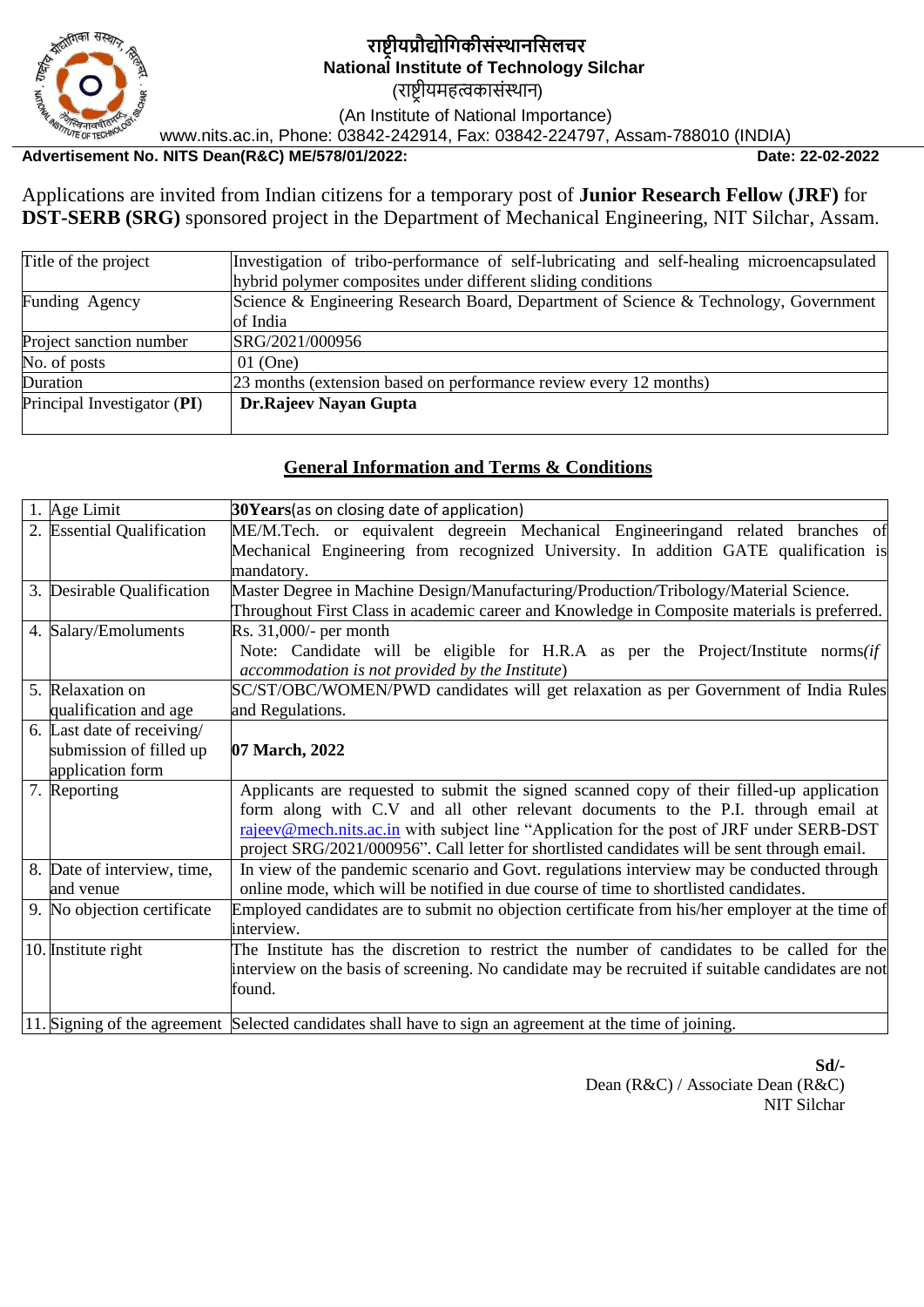# राष्ट्रीयप्रौद्योगिकीसंस्थानसिलचर

**National Institute of Technology Silchar**

(राष्ट्रीयमहत्वकासंस्थान)

(An Institute of National Importance)

www.nits.ac.in, Phone: 03842-242914, Fax: 03842-224797, Assam-788010 (INDIA)

**Advertisement No. NITS Dean(R&C) ME/578/01/2022:** **Date: 22-02-2022**

Applications are invited from Indian citizens for a temporary post of **Junior Research Fellow (JRF)** for **DST-SERB (SRG)** sponsored project in the Department of Mechanical Engineering, NIT Silchar, Assam.

| | |
|---|---|
| Title of the project | Investigation of tribo-performance of self-lubricating and self-healing microencapsulated hybrid polymer composites under different sliding conditions |
| Funding Agency | Science & Engineering Research Board, Department of Science & Technology, Government of India |
| Project sanction number | SRG/2021/000956 |
| No. of posts | 01 (One) |
| Duration | 23 months (extension based on performance review every 12 months) |
| Principal Investigator (**PI**) | **Dr.Rajeev Nayan Gupta** |

## General Information and Terms & Conditions

| | | |
|---|---|---|
| 1. | Age Limit | **30Years**(as on closing date of application) |
| 2. | Essential Qualification | ME/M.Tech. or equivalent degreein Mechanical Engineeringand related branches of Mechanical Engineering from recognized University. In addition GATE qualification is mandatory. |
| 3. | Desirable Qualification | Master Degree in Machine Design/Manufacturing/Production/Tribology/Material Science. Throughout First Class in academic career and Knowledge in Composite materials is preferred. |
| 4. | Salary/Emoluments | Rs. 31,000/- per month<br>Note: Candidate will be eligible for H.R.A as per the Project/Institute norms*(if accommodation is not provided by the Institute)* |
| 5. | Relaxation on qualification and age | SC/ST/OBC/WOMEN/PWD candidates will get relaxation as per Government of India Rules and Regulations. |
| 6. | Last date of receiving/ submission of filled up application form | **07 March, 2022** |
| 7. | Reporting | Applicants are requested to submit the signed scanned copy of their filled-up application form along with C.V and all other relevant documents to the P.I. through email at rajeev@mech.nits.ac.in with subject line "Application for the post of JRF under SERB-DST project SRG/2021/000956". Call letter for shortlisted candidates will be sent through email. |
| 8. | Date of interview, time, and venue | In view of the pandemic scenario and Govt. regulations interview may be conducted through online mode, which will be notified in due course of time to shortlisted candidates. |
| 9. | No objection certificate | Employed candidates are to submit no objection certificate from his/her employer at the time of interview. |
| 10. | Institute right | The Institute has the discretion to restrict the number of candidates to be called for the interview on the basis of screening. No candidate may be recruited if suitable candidates are not found. |
| 11. | Signing of the agreement | Selected candidates shall have to sign an agreement at the time of joining. |

**Sd/-**

Dean (R&C) / Associate Dean (R&C)

NIT Silchar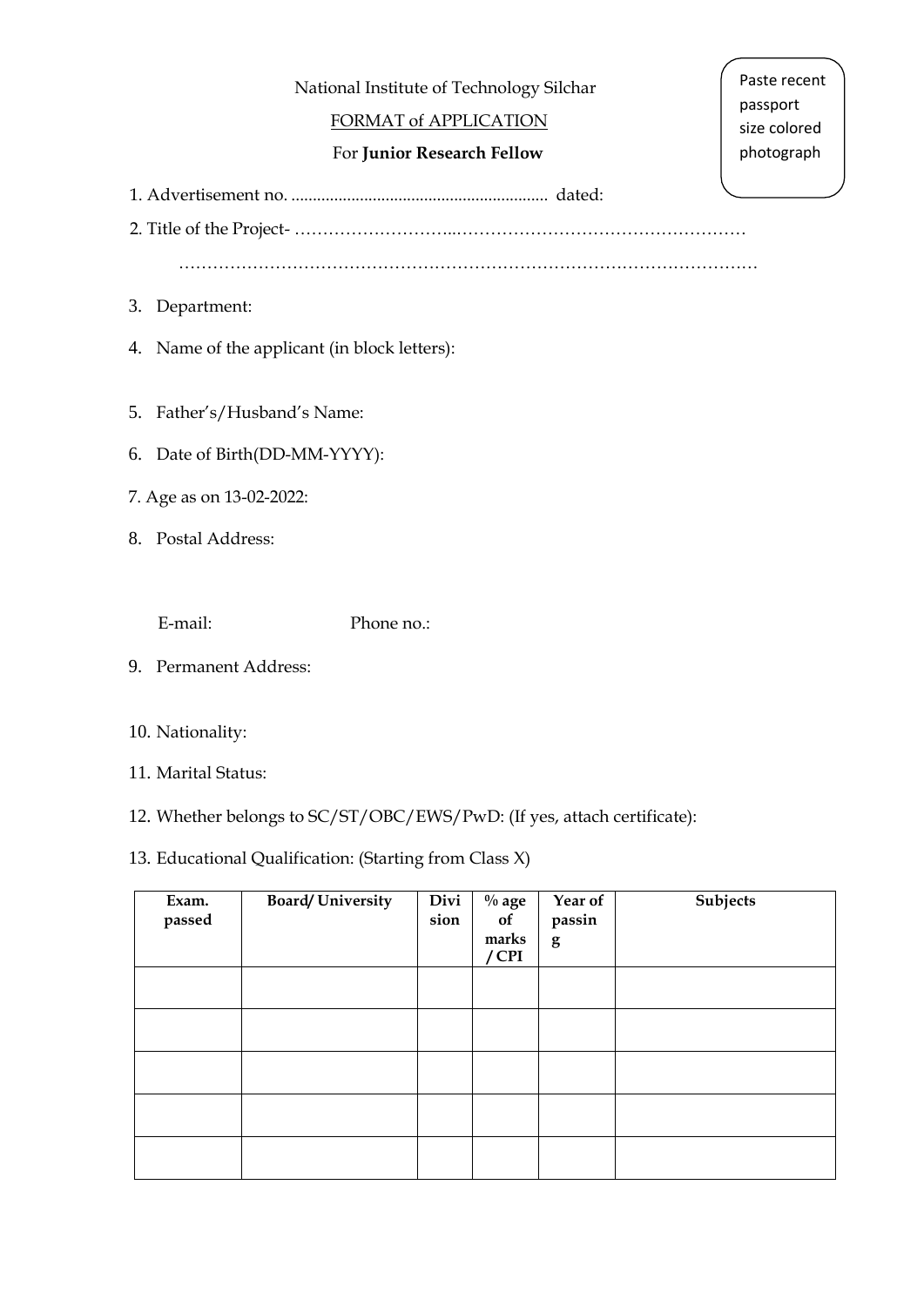National Institute of Technology Silchar

FORMAT of APPLICATION

For **Junior Research Fellow**

Paste recent passport size colored photograph

1. Advertisement no. ........................................................... dated:

2. Title of the Project- ……………………..…………………………………………… ………………………………………………………………………………………

3. Department:

4. Name of the applicant (in block letters):

5. Father's/Husband's Name:

6. Date of Birth(DD-MM-YYYY):

7. Age as on 13-02-2022:

8. Postal Address:

   E-mail: Phone no.:

9. Permanent Address:

10. Nationality:

11. Marital Status:

12. Whether belongs to SC/ST/OBC/EWS/PwD: (If yes, attach certificate):

13. Educational Qualification: (Starting from Class X)

| Exam. passed | Board/ University | Division | % age of marks / CPI | Year of passing | Subjects |
|---|---|---|---|---|---|
| | | | | | |
| | | | | | |
| | | | | | |
| | | | | | |
| | | | | | |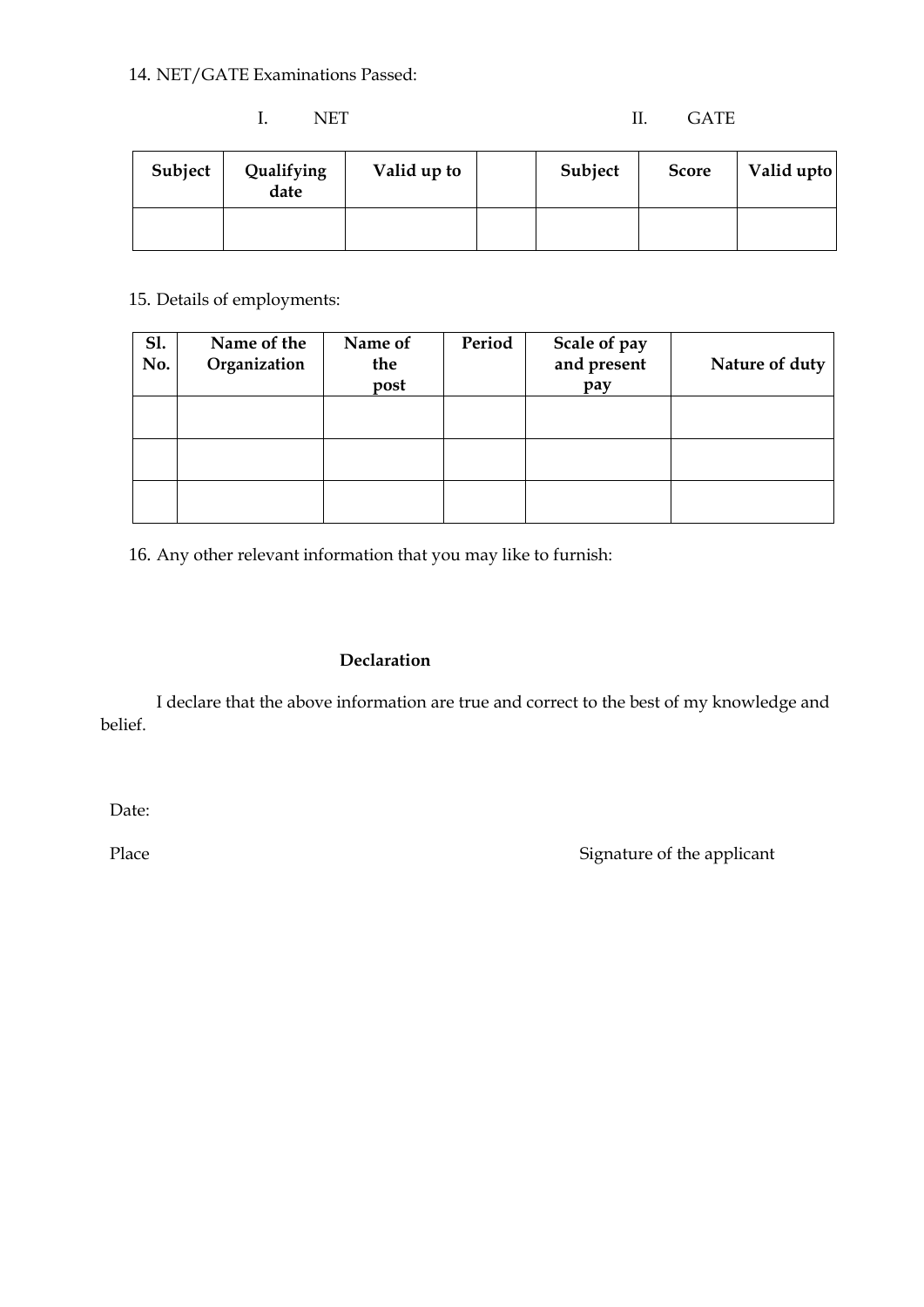14. NET/GATE Examinations Passed:

I. NET II. GATE

| Subject | Qualifying date | Valid up to | | Subject | Score | Valid upto |
|---|---|---|---|---|---|---|
| | | | | | | |

15. Details of employments:

| Sl. No. | Name of the Organization | Name of the post | Period | Scale of pay and present pay | Nature of duty |
|---|---|---|---|---|---|
| | | | | | |
| | | | | | |
| | | | | | |

16. Any other relevant information that you may like to furnish:

**Declaration**

I declare that the above information are true and correct to the best of my knowledge and belief.

Date:

Place

Signature of the applicant